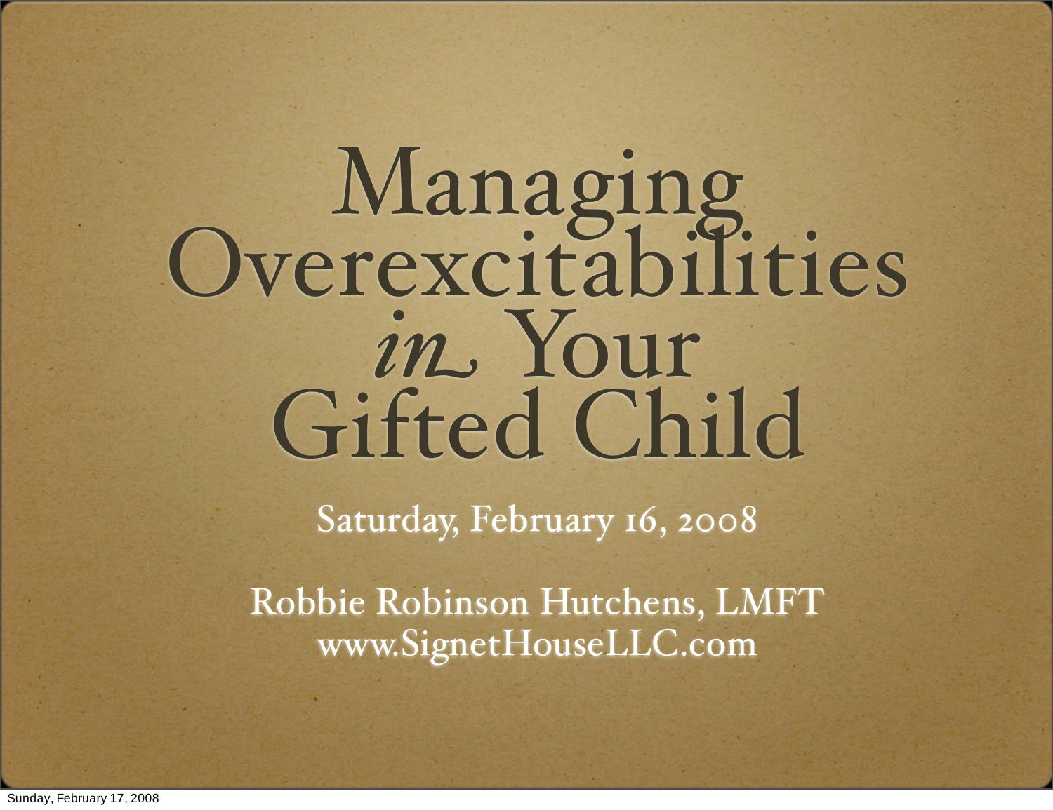# Managing Overexcitabilities *in* Your Gifted Child

Saturday, February 16, 2008

Robbie Robinson Hutchens, LMFT
www.SignetHouseLLC.com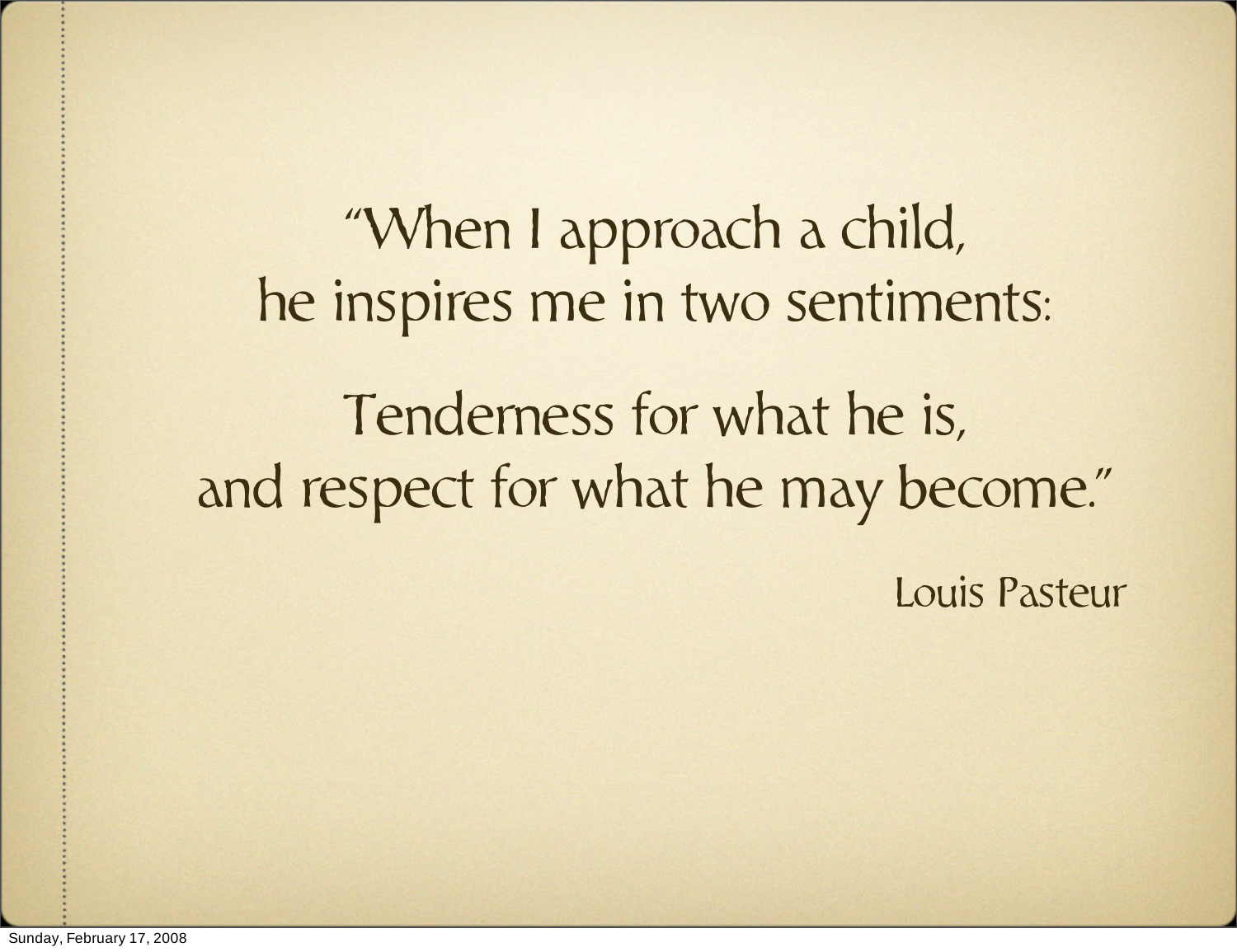"When I approach a child,
he inspires me in two sentiments:

Tenderness for what he is,
and respect for what he may become."

Louis Pasteur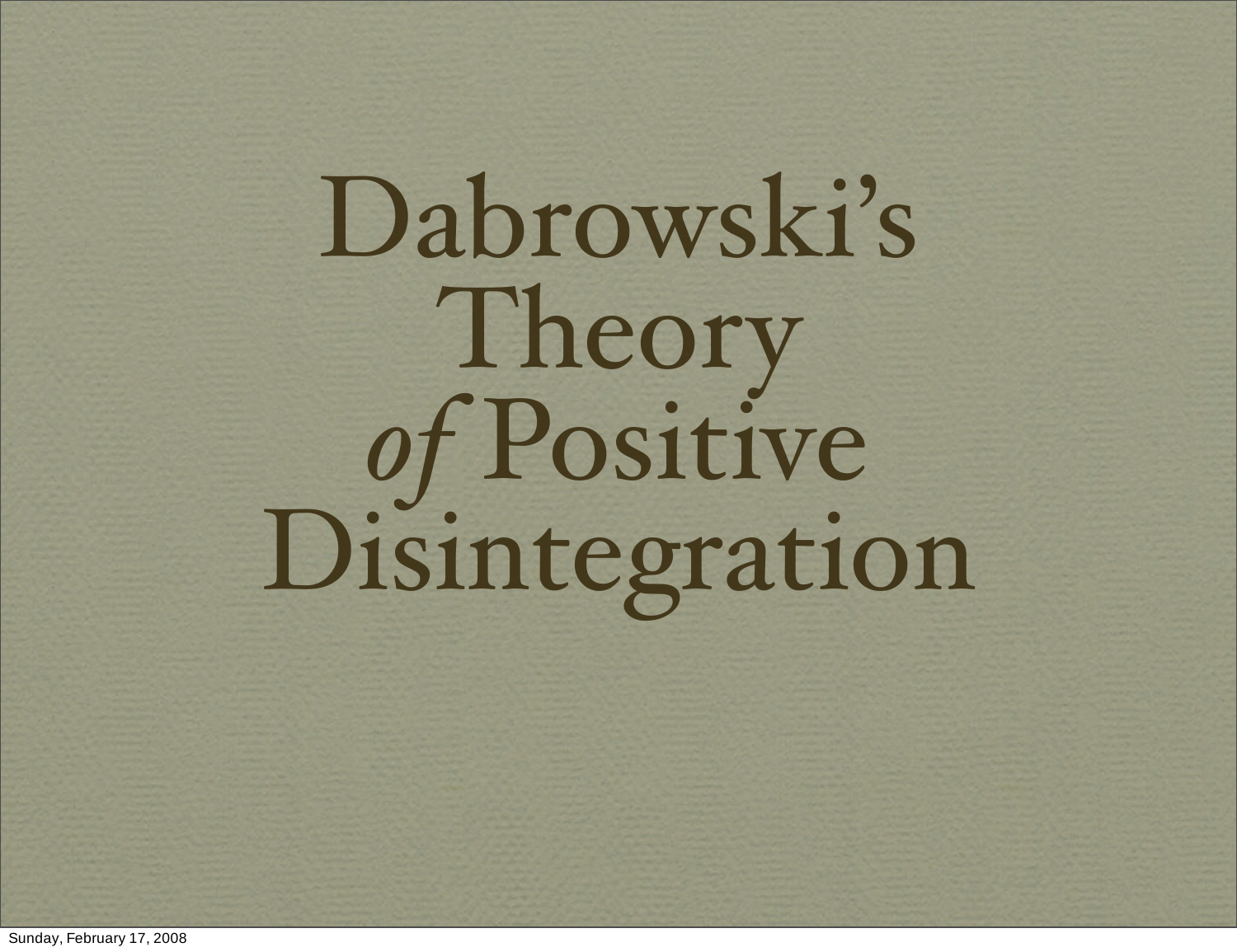# Dabrowski's Theory *of* Positive Disintegration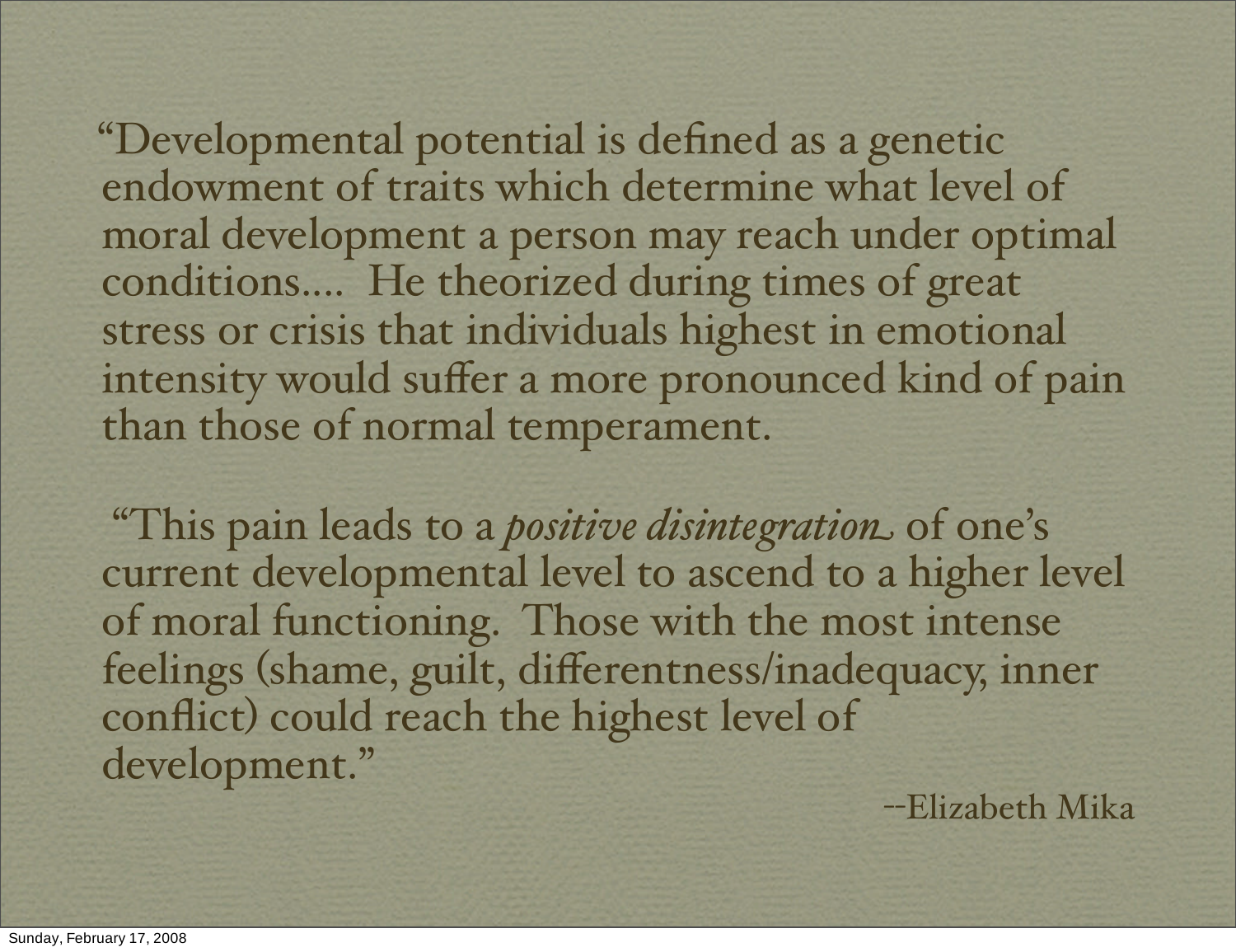"Developmental potential is defined as a genetic endowment of traits which determine what level of moral development a person may reach under optimal conditions.... He theorized during times of great stress or crisis that individuals highest in emotional intensity would suffer a more pronounced kind of pain than those of normal temperament.

"This pain leads to a *positive disintegration* of one's current developmental level to ascend to a higher level of moral functioning. Those with the most intense feelings (shame, guilt, differentness/inadequacy, inner conflict) could reach the highest level of development."

--Elizabeth Mika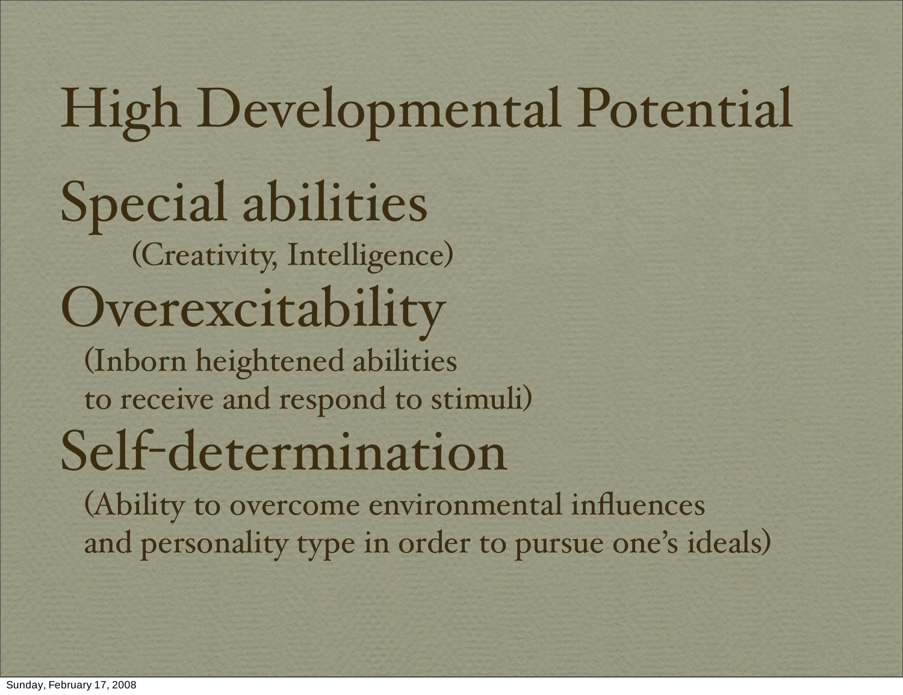# High Developmental Potential

## Special abilities

(Creativity, Intelligence)

## Overexcitability

(Inborn heightened abilities
to receive and respond to stimuli)

## Self-determination

(Ability to overcome environmental influences
and personality type in order to pursue one's ideals)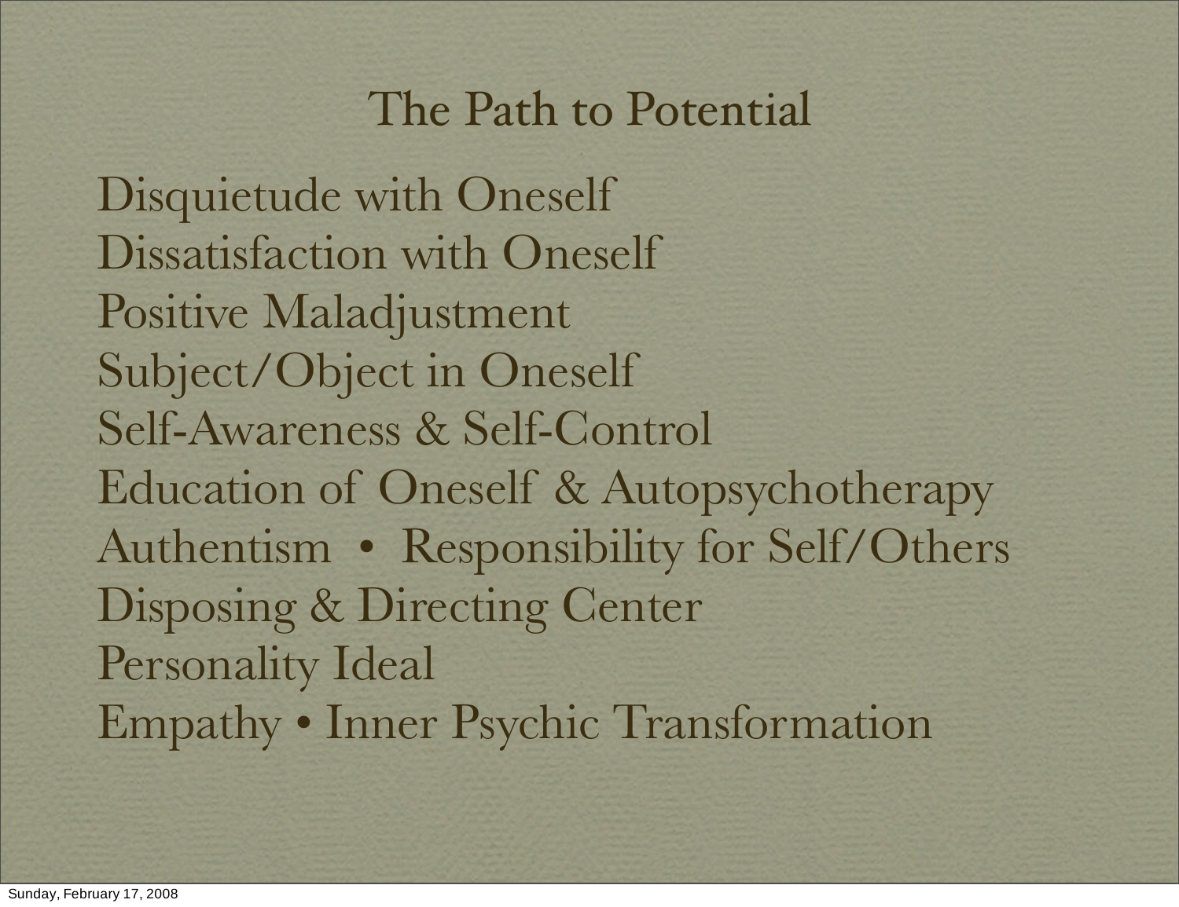# The Path to Potential

Disquietude with Oneself
Dissatisfaction with Oneself
Positive Maladjustment
Subject/Object in Oneself
Self-Awareness & Self-Control
Education of Oneself & Autopsychotherapy
Authentism • Responsibility for Self/Others
Disposing & Directing Center
Personality Ideal
Empathy • Inner Psychic Transformation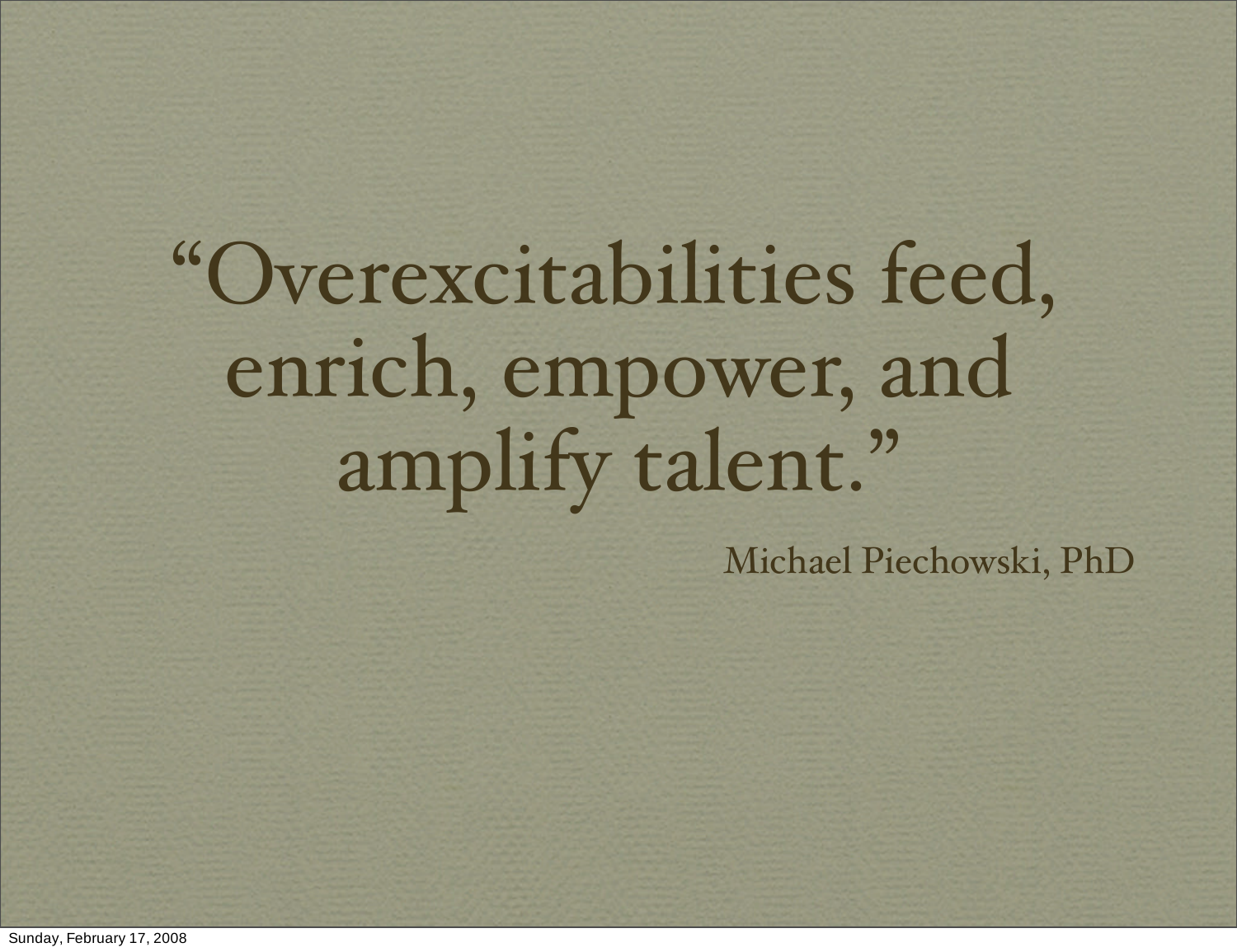"Overexcitabilities feed, enrich, empower, and amplify talent."

Michael Piechowski, PhD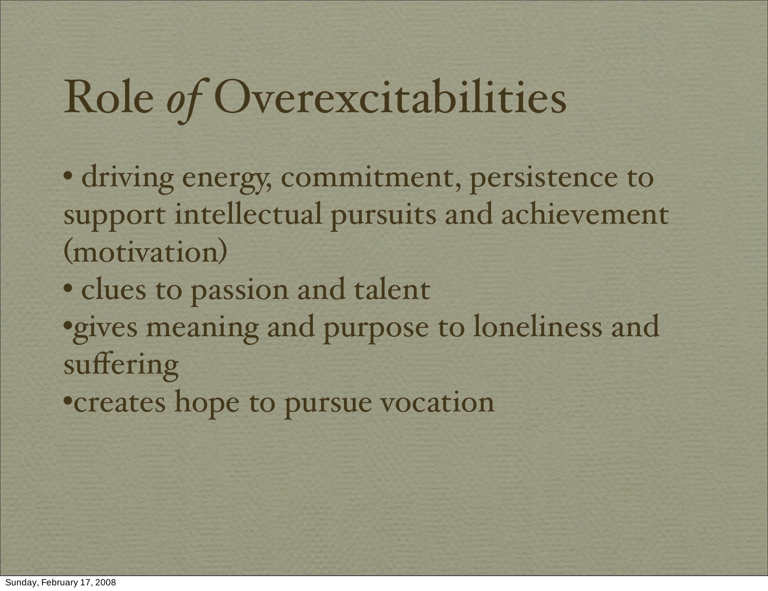# Role *of* Overexcitabilities

- driving energy, commitment, persistence to support intellectual pursuits and achievement (motivation)
- clues to passion and talent
- gives meaning and purpose to loneliness and suffering
- creates hope to pursue vocation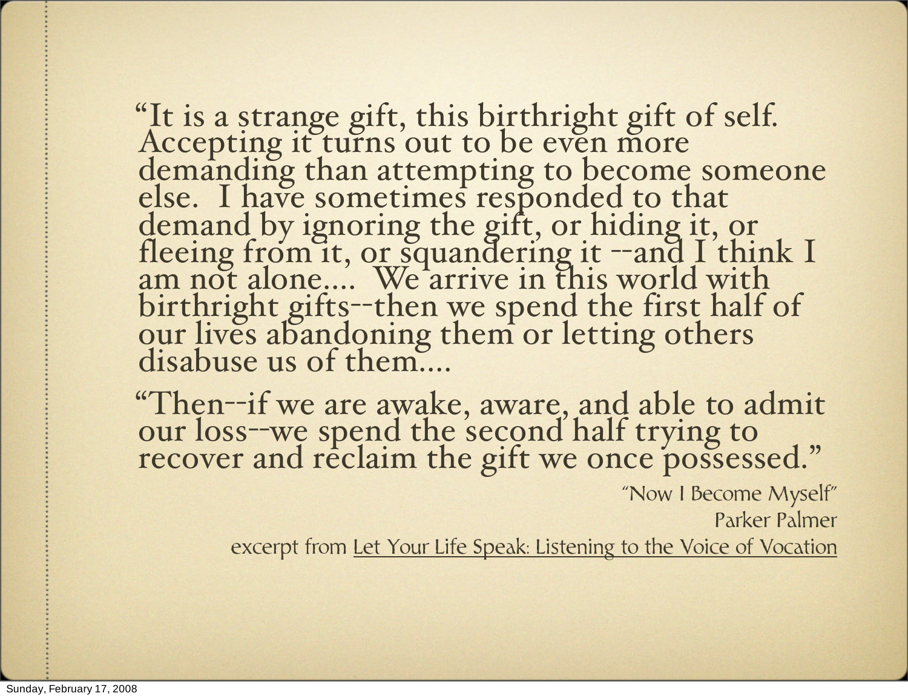"It is a strange gift, this birthright gift of self. Accepting it turns out to be even more demanding than attempting to become someone else. I have sometimes responded to that demand by ignoring the gift, or hiding it, or fleeing from it, or squandering it --and I think I am not alone.... We arrive in this world with birthright gifts--then we spend the first half of our lives abandoning them or letting others disabuse us of them....

"Then--if we are awake, aware, and able to admit our loss--we spend the second half trying to recover and reclaim the gift we once possessed."

"Now I Become Myself"
Parker Palmer
excerpt from Let Your Life Speak: Listening to the Voice of Vocation

Sunday, February 17, 2008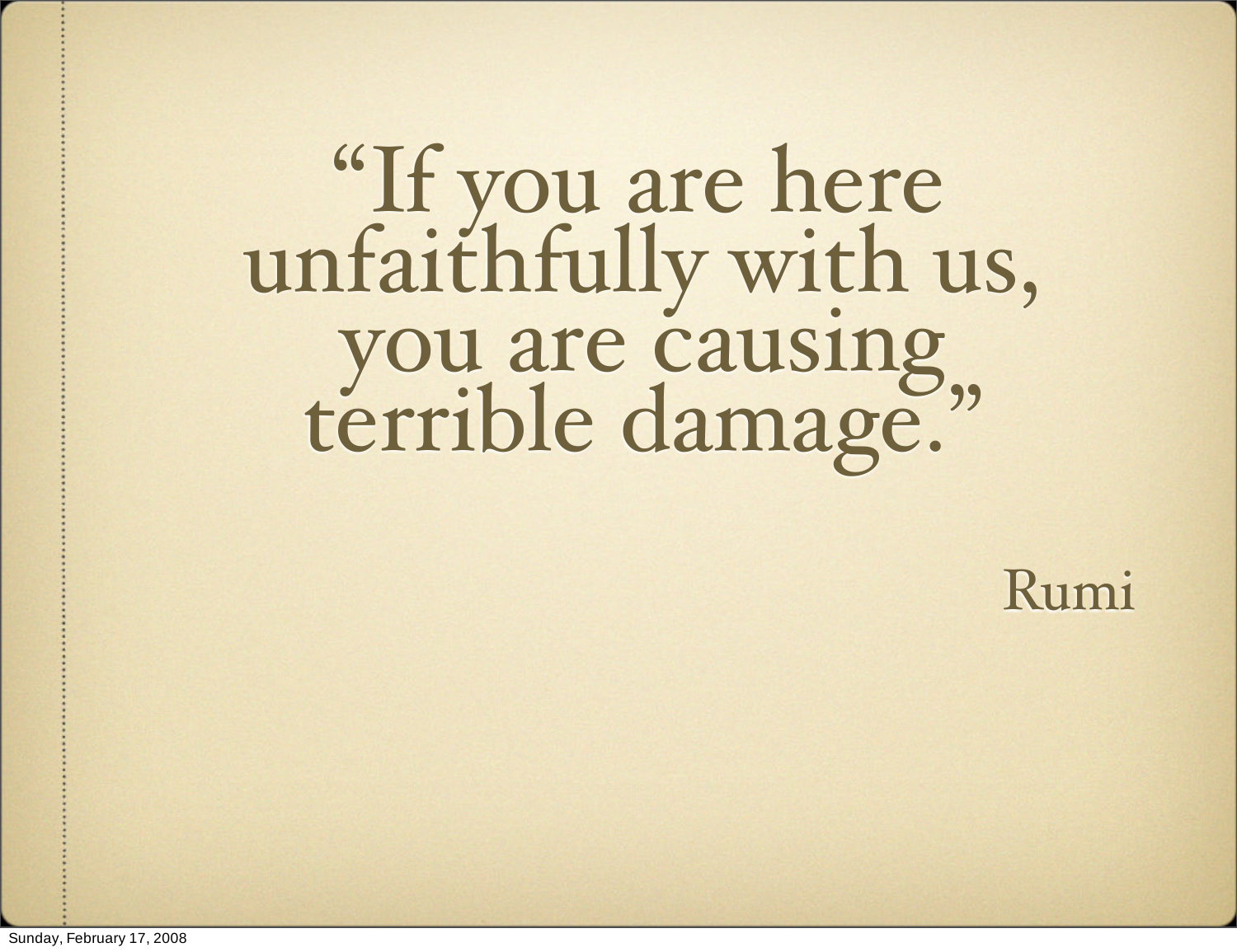> "If you are here unfaithfully with us, you are causing terrible damage."
>
> Rumi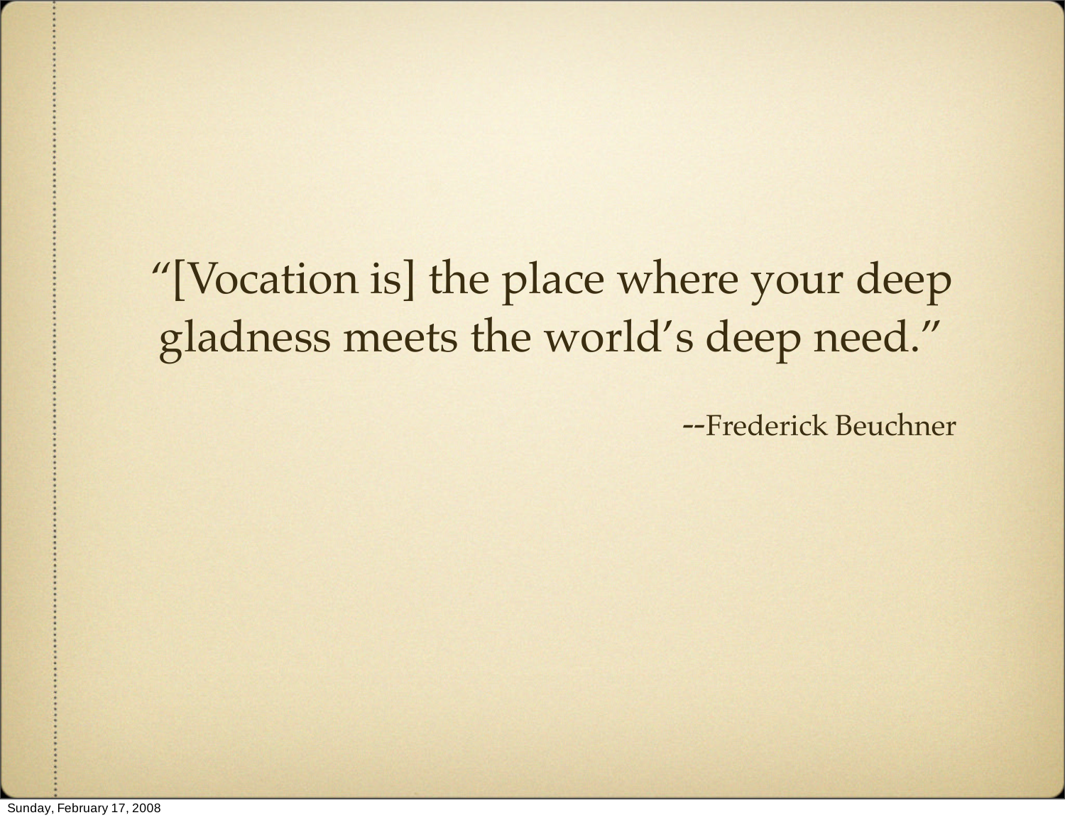"[Vocation is] the place where your deep gladness meets the world's deep need."

--Frederick Beuchner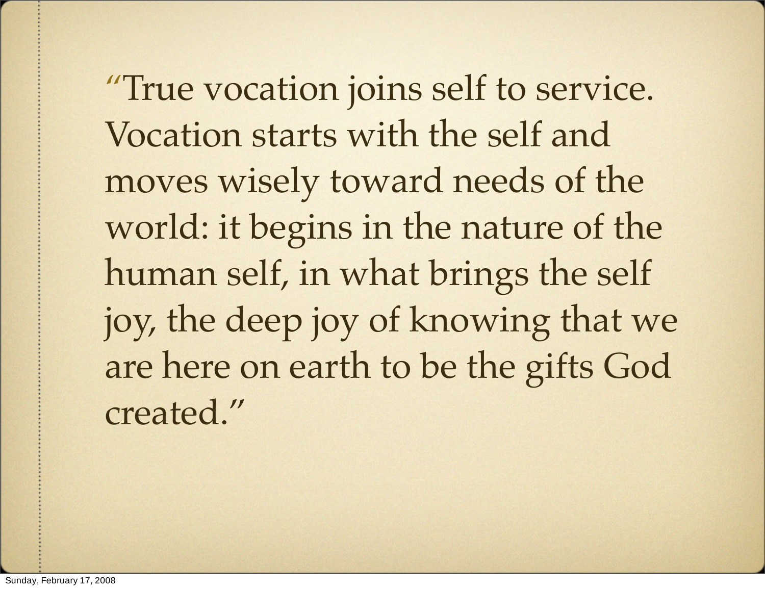"True vocation joins self to service. Vocation starts with the self and moves wisely toward needs of the world: it begins in the nature of the human self, in what brings the self joy, the deep joy of knowing that we are here on earth to be the gifts God created."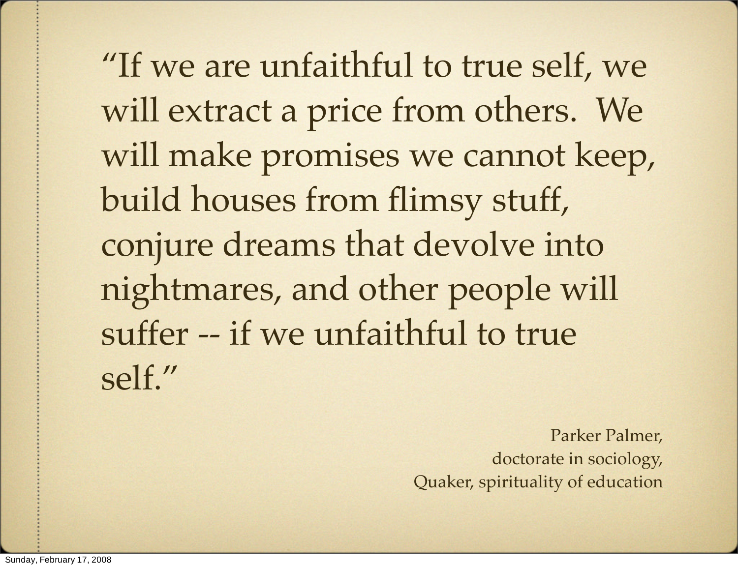"If we are unfaithful to true self, we will extract a price from others. We will make promises we cannot keep, build houses from flimsy stuff, conjure dreams that devolve into nightmares, and other people will suffer -- if we unfaithful to true self."

Parker Palmer,
doctorate in sociology,
Quaker, spirituality of education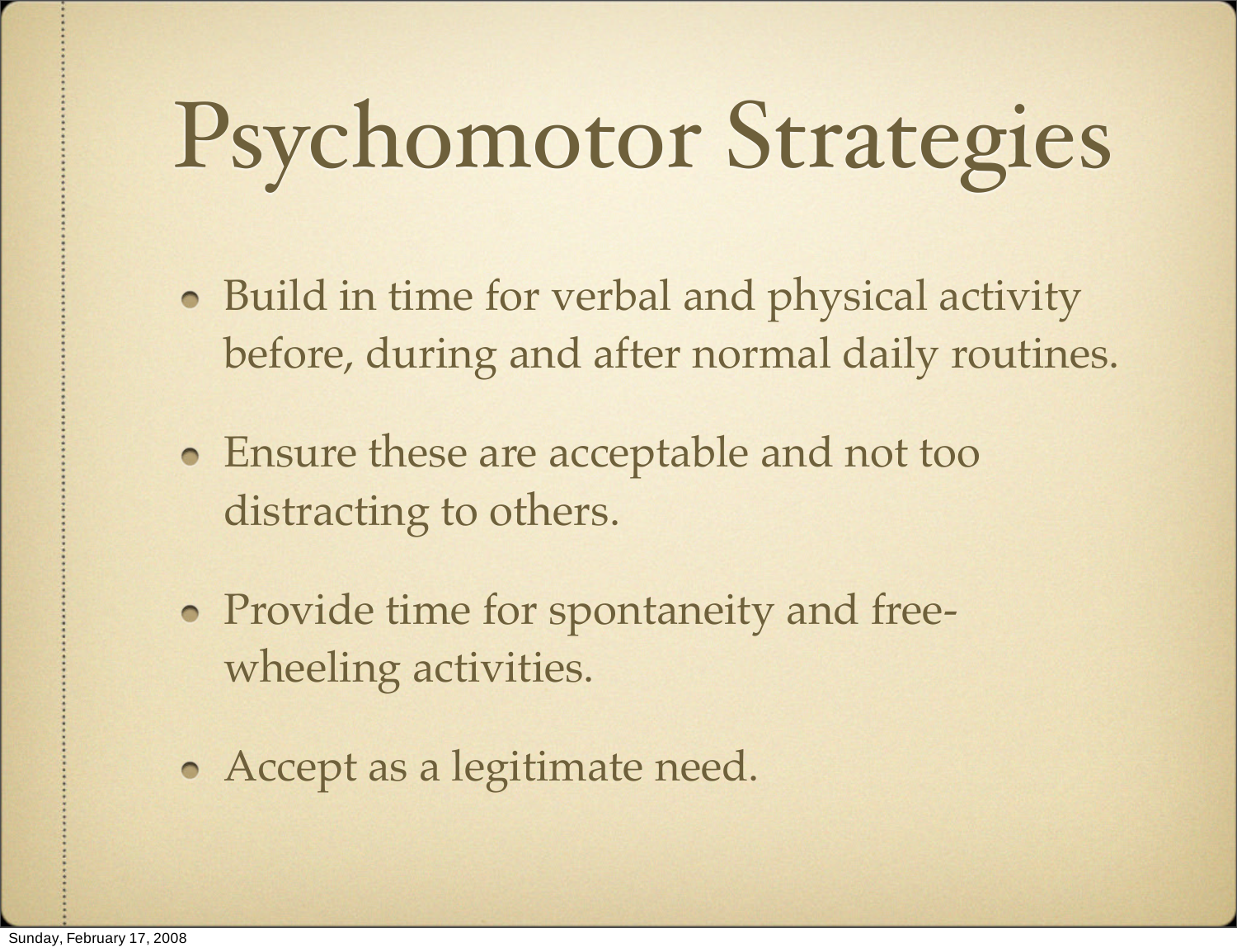# Psychomotor Strategies

- Build in time for verbal and physical activity before, during and after normal daily routines.
- Ensure these are acceptable and not too distracting to others.
- Provide time for spontaneity and free-wheeling activities.
- Accept as a legitimate need.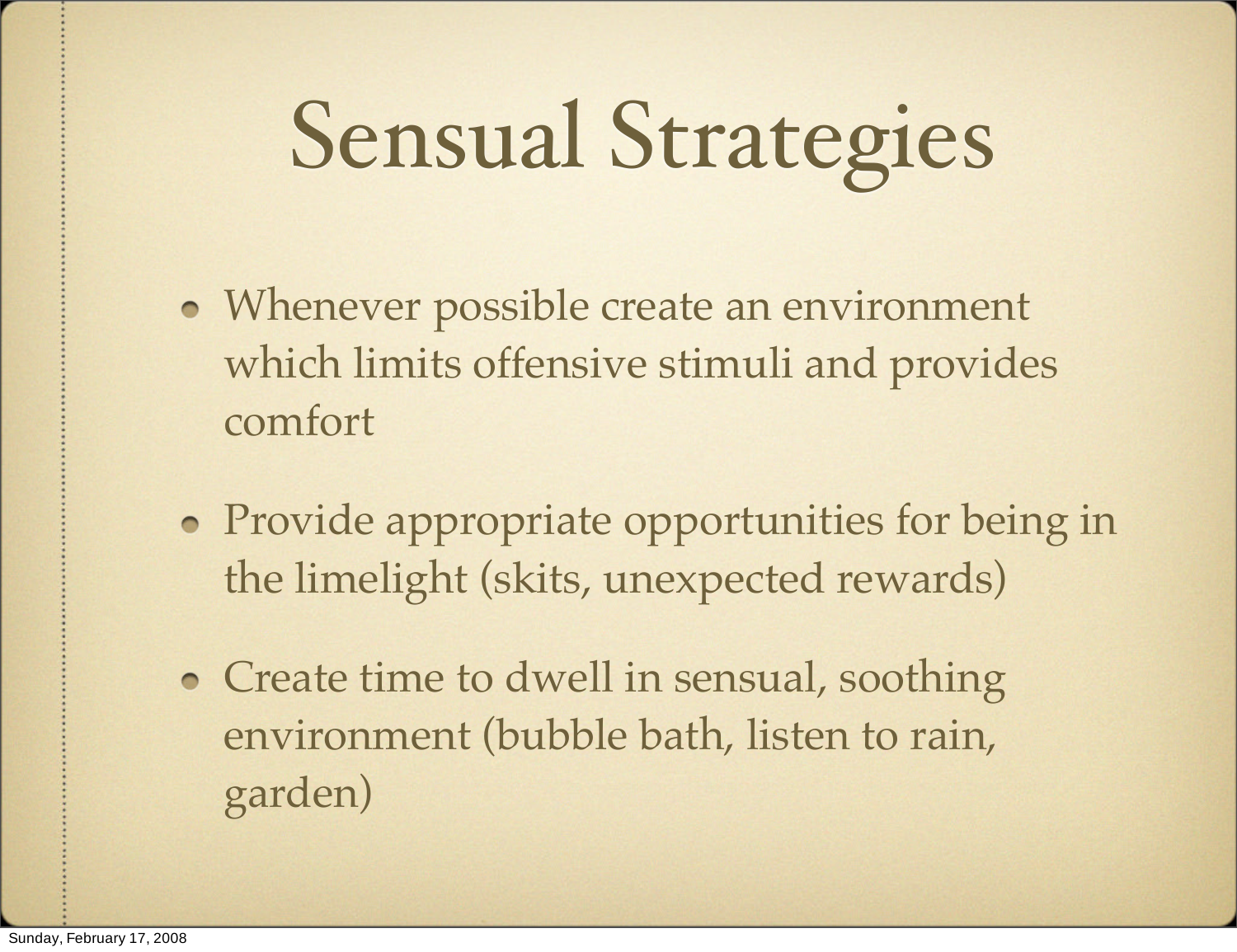# Sensual Strategies

- Whenever possible create an environment which limits offensive stimuli and provides comfort
- Provide appropriate opportunities for being in the limelight (skits, unexpected rewards)
- Create time to dwell in sensual, soothing environment (bubble bath, listen to rain, garden)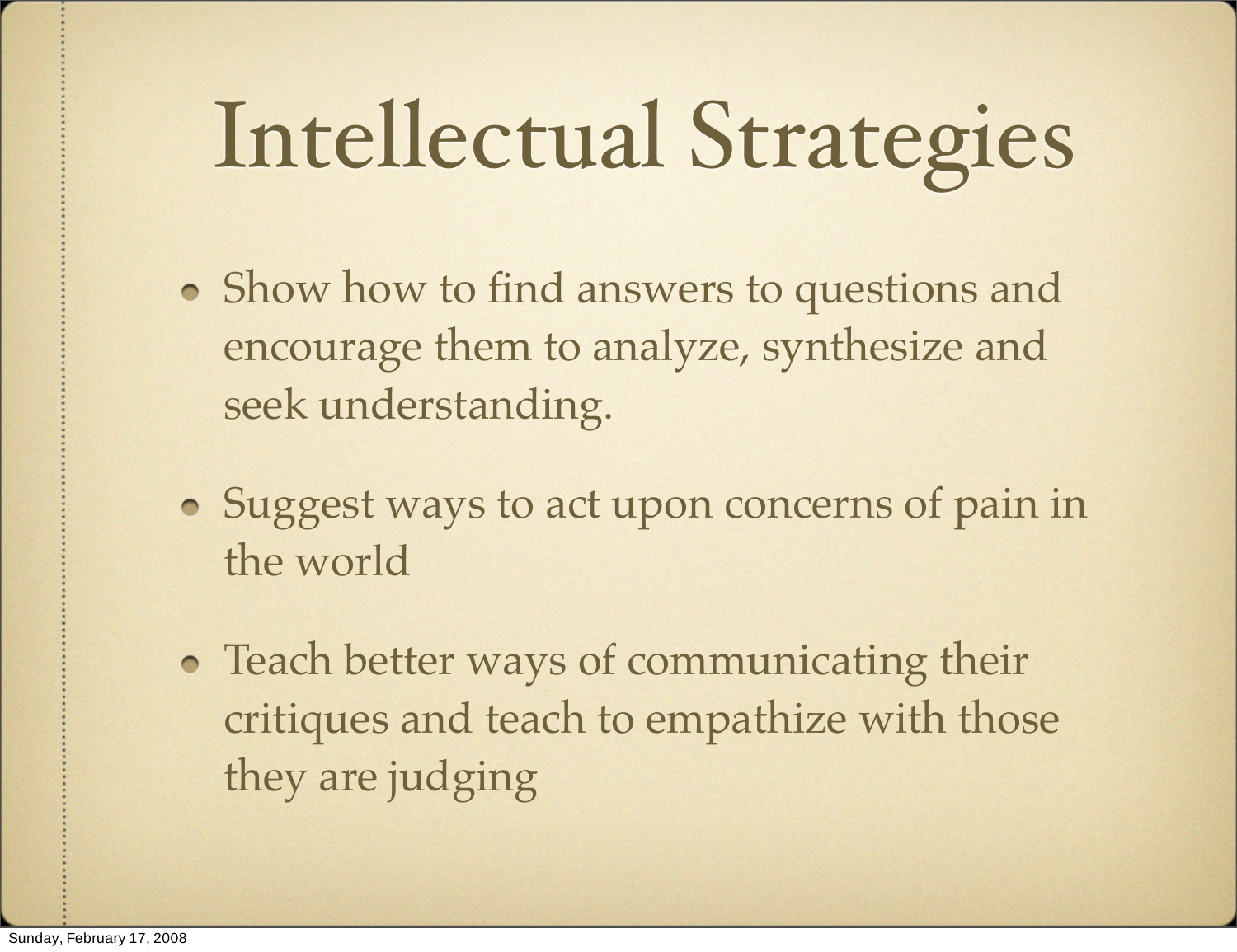# Intellectual Strategies

- Show how to find answers to questions and encourage them to analyze, synthesize and seek understanding.
- Suggest ways to act upon concerns of pain in the world
- Teach better ways of communicating their critiques and teach to empathize with those they are judging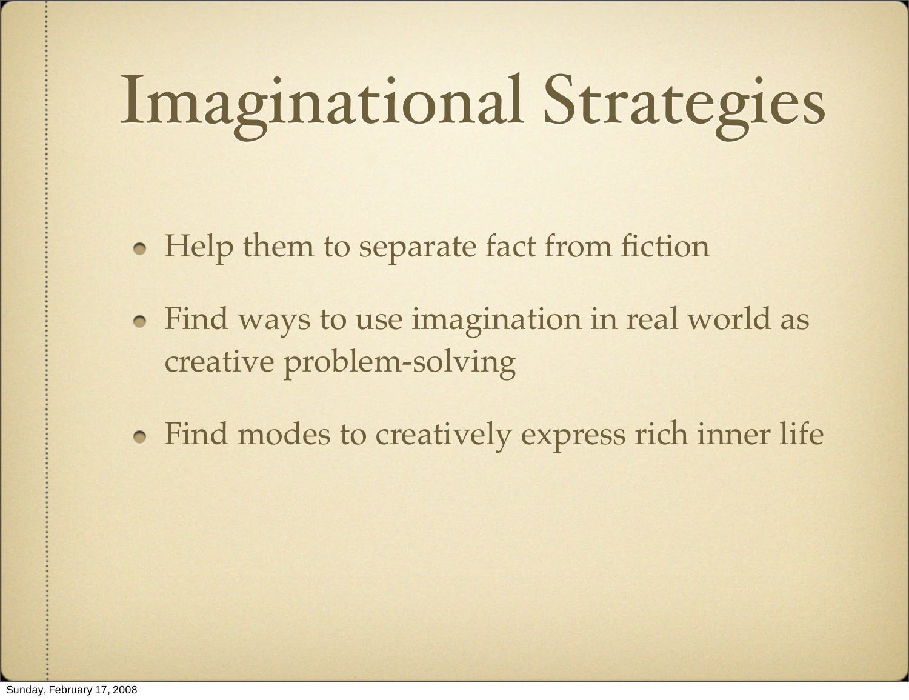# Imaginational Strategies

- Help them to separate fact from fiction
- Find ways to use imagination in real world as creative problem-solving
- Find modes to creatively express rich inner life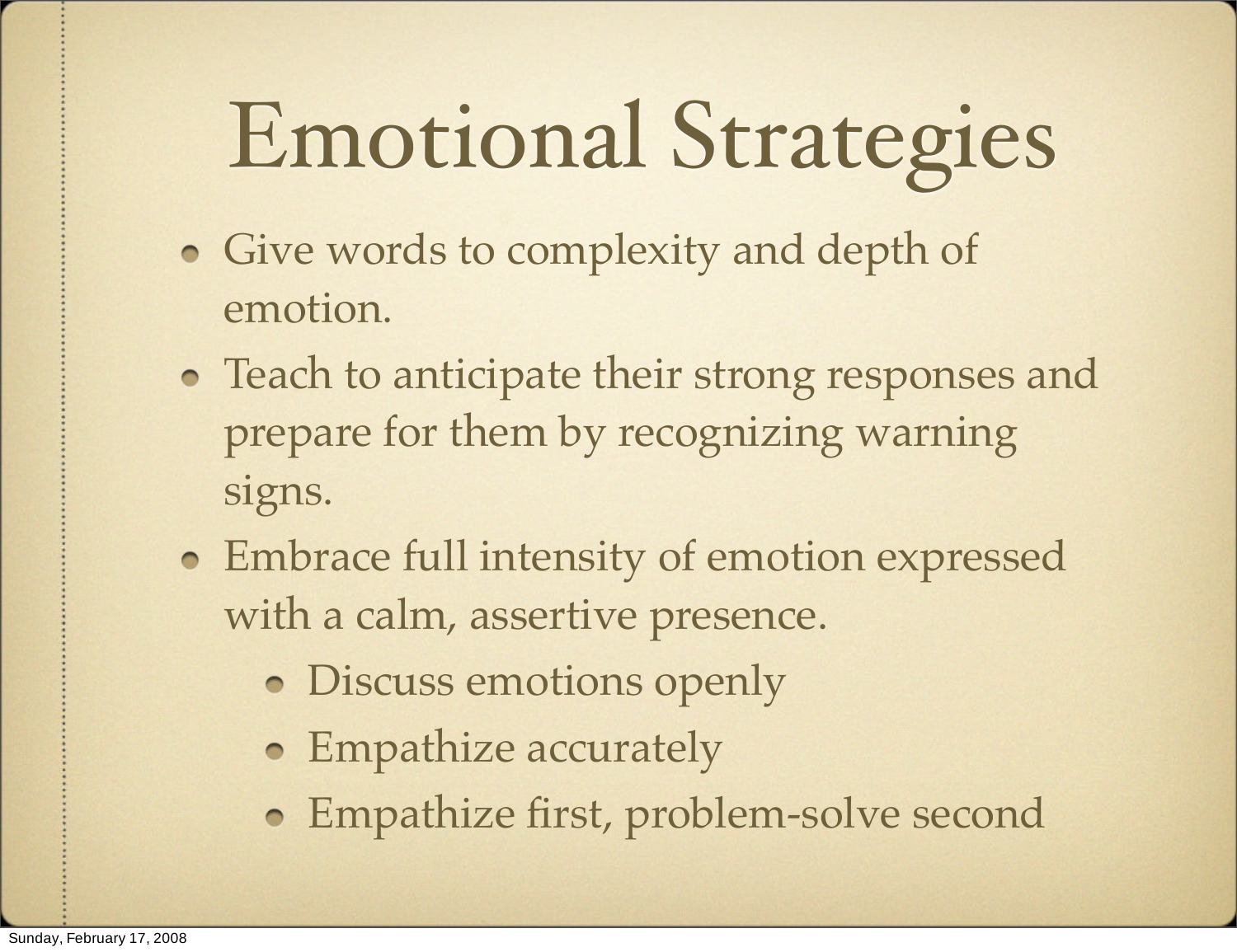# Emotional Strategies

- Give words to complexity and depth of emotion.
- Teach to anticipate their strong responses and prepare for them by recognizing warning signs.
- Embrace full intensity of emotion expressed with a calm, assertive presence.
  - Discuss emotions openly
  - Empathize accurately
  - Empathize first, problem-solve second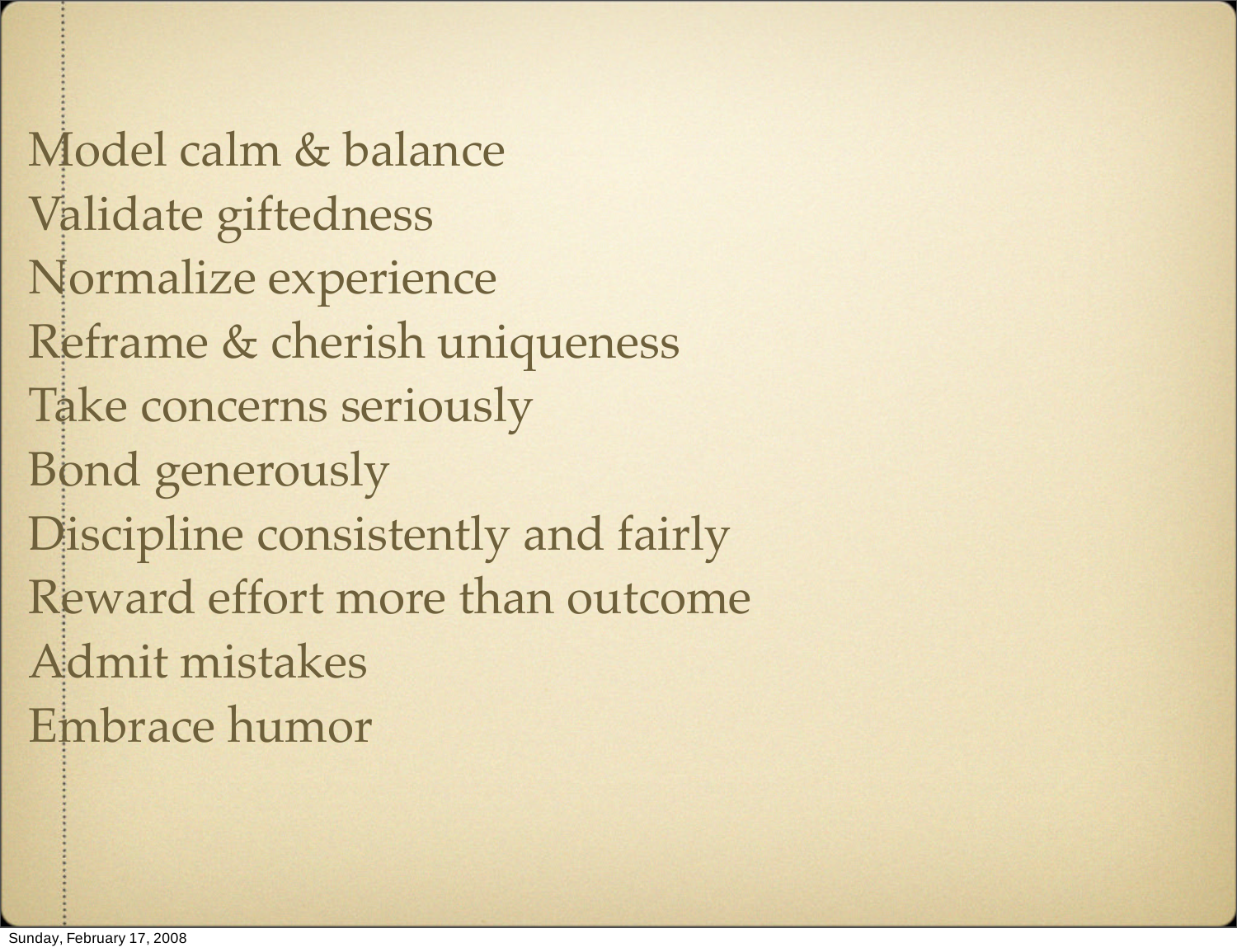Model calm & balance
Validate giftedness
Normalize experience
Reframe & cherish uniqueness
Take concerns seriously
Bond generously
Discipline consistently and fairly
Reward effort more than outcome
Admit mistakes
Embrace humor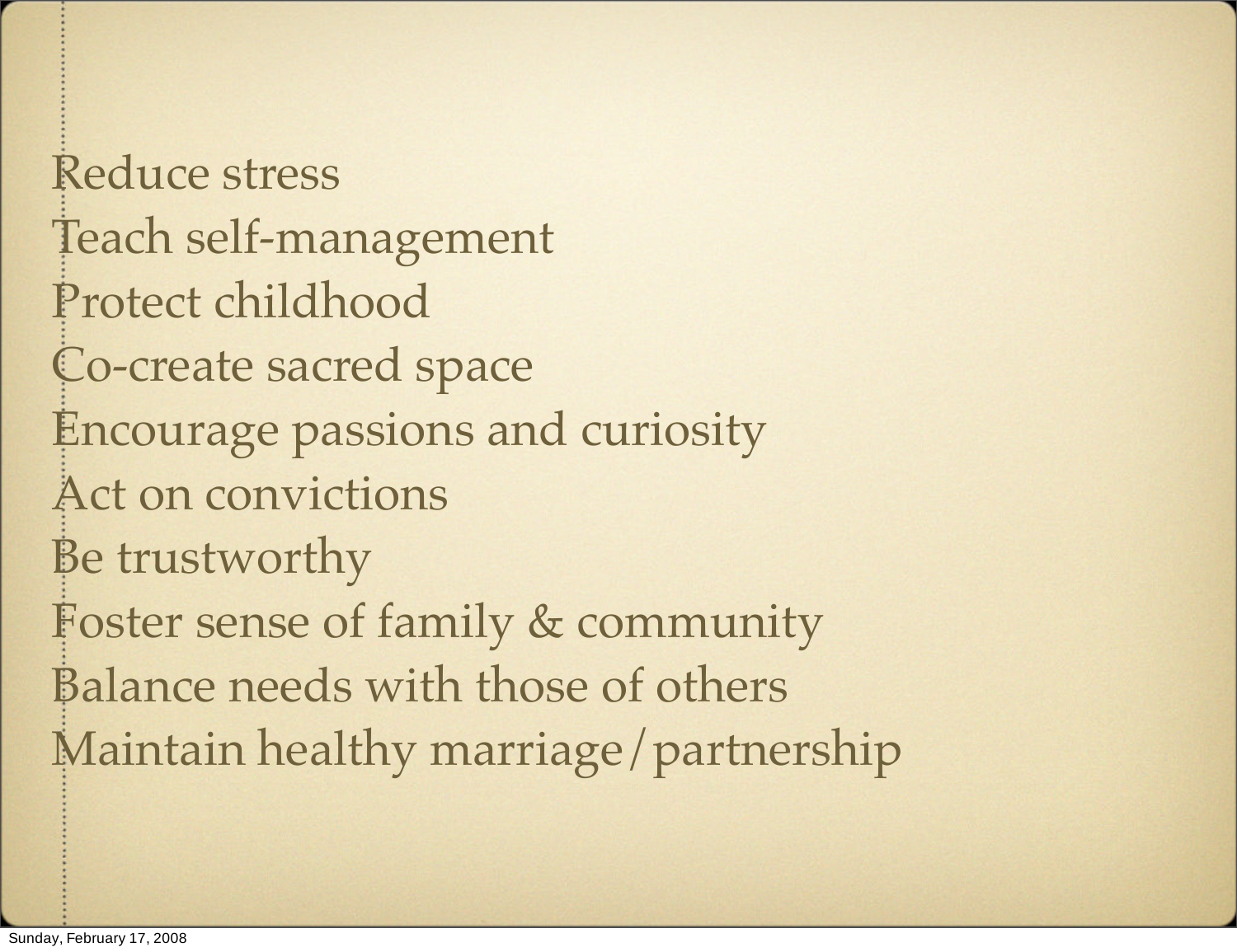Reduce stress
Teach self-management
Protect childhood
Co-create sacred space
Encourage passions and curiosity
Act on convictions
Be trustworthy
Foster sense of family & community
Balance needs with those of others
Maintain healthy marriage/partnership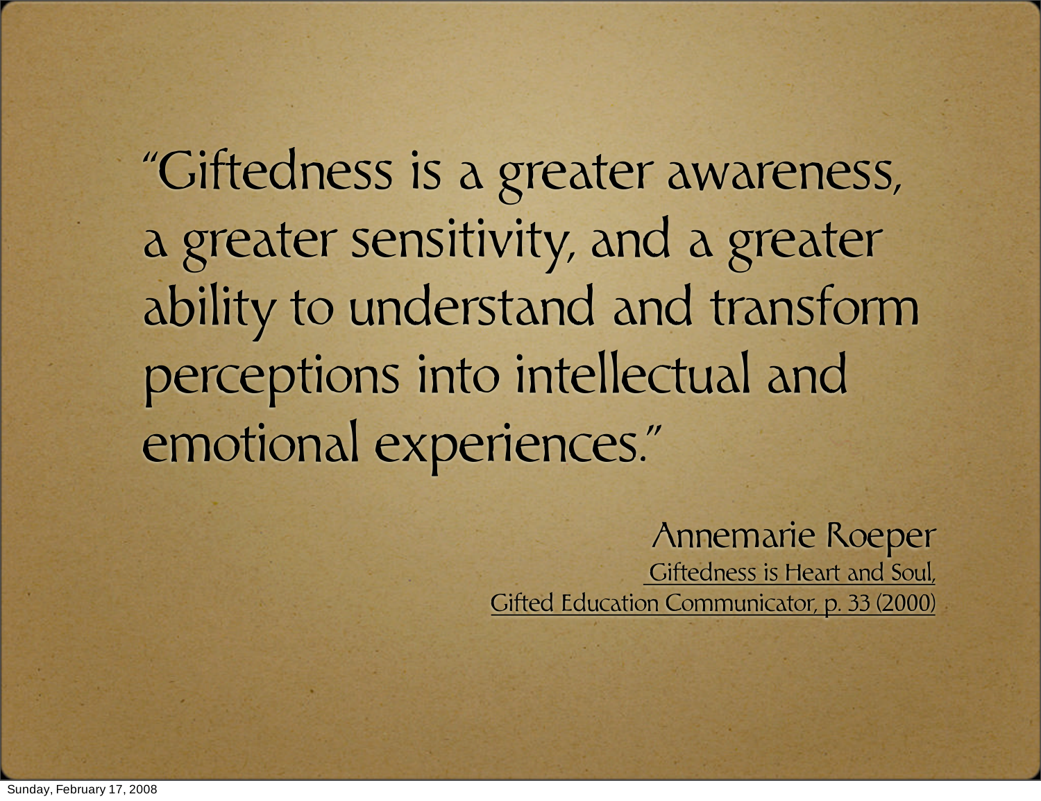"Giftedness is a greater awareness, a greater sensitivity, and a greater ability to understand and transform perceptions into intellectual and emotional experiences."

Annemarie Roeper
Giftedness is Heart and Soul,
Gifted Education Communicator, p. 33 (2000)